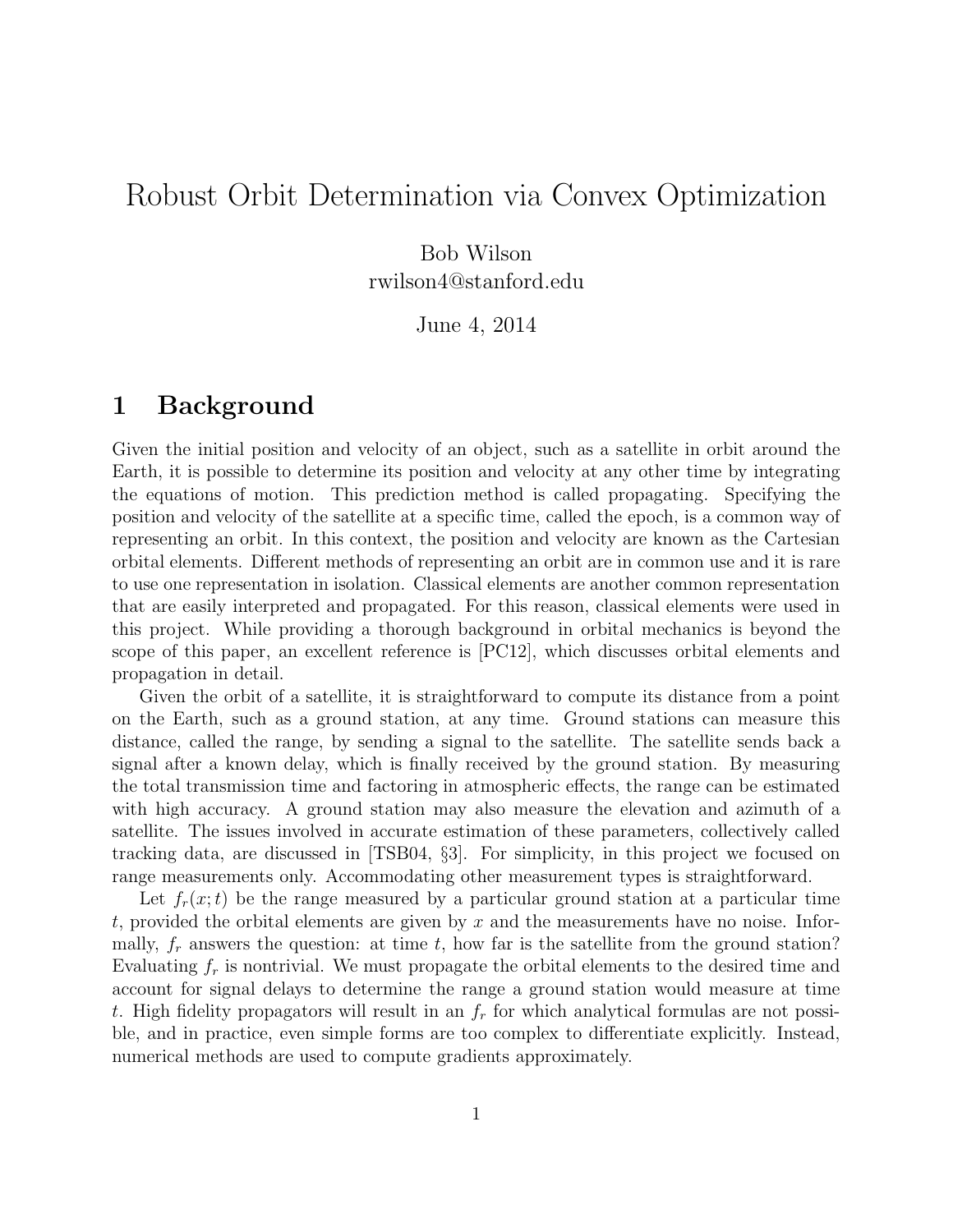# Robust Orbit Determination via Convex Optimization

Bob Wilson
rwilson4@stanford.edu

June 4, 2014

## 1 Background

Given the initial position and velocity of an object, such as a satellite in orbit around the Earth, it is possible to determine its position and velocity at any other time by integrating the equations of motion. This prediction method is called propagating. Specifying the position and velocity of the satellite at a specific time, called the epoch, is a common way of representing an orbit. In this context, the position and velocity are known as the Cartesian orbital elements. Different methods of representing an orbit are in common use and it is rare to use one representation in isolation. Classical elements are another common representation that are easily interpreted and propagated. For this reason, classical elements were used in this project. While providing a thorough background in orbital mechanics is beyond the scope of this paper, an excellent reference is [PC12], which discusses orbital elements and propagation in detail.

Given the orbit of a satellite, it is straightforward to compute its distance from a point on the Earth, such as a ground station, at any time. Ground stations can measure this distance, called the range, by sending a signal to the satellite. The satellite sends back a signal after a known delay, which is finally received by the ground station. By measuring the total transmission time and factoring in atmospheric effects, the range can be estimated with high accuracy. A ground station may also measure the elevation and azimuth of a satellite. The issues involved in accurate estimation of these parameters, collectively called tracking data, are discussed in [TSB04, §3]. For simplicity, in this project we focused on range measurements only. Accommodating other measurement types is straightforward.

Let $f_r(x; t)$ be the range measured by a particular ground station at a particular time $t$, provided the orbital elements are given by $x$ and the measurements have no noise. Informally, $f_r$ answers the question: at time $t$, how far is the satellite from the ground station? Evaluating $f_r$ is nontrivial. We must propagate the orbital elements to the desired time and account for signal delays to determine the range a ground station would measure at time $t$. High fidelity propagators will result in an $f_r$ for which analytical formulas are not possible, and in practice, even simple forms are too complex to differentiate explicitly. Instead, numerical methods are used to compute gradients approximately.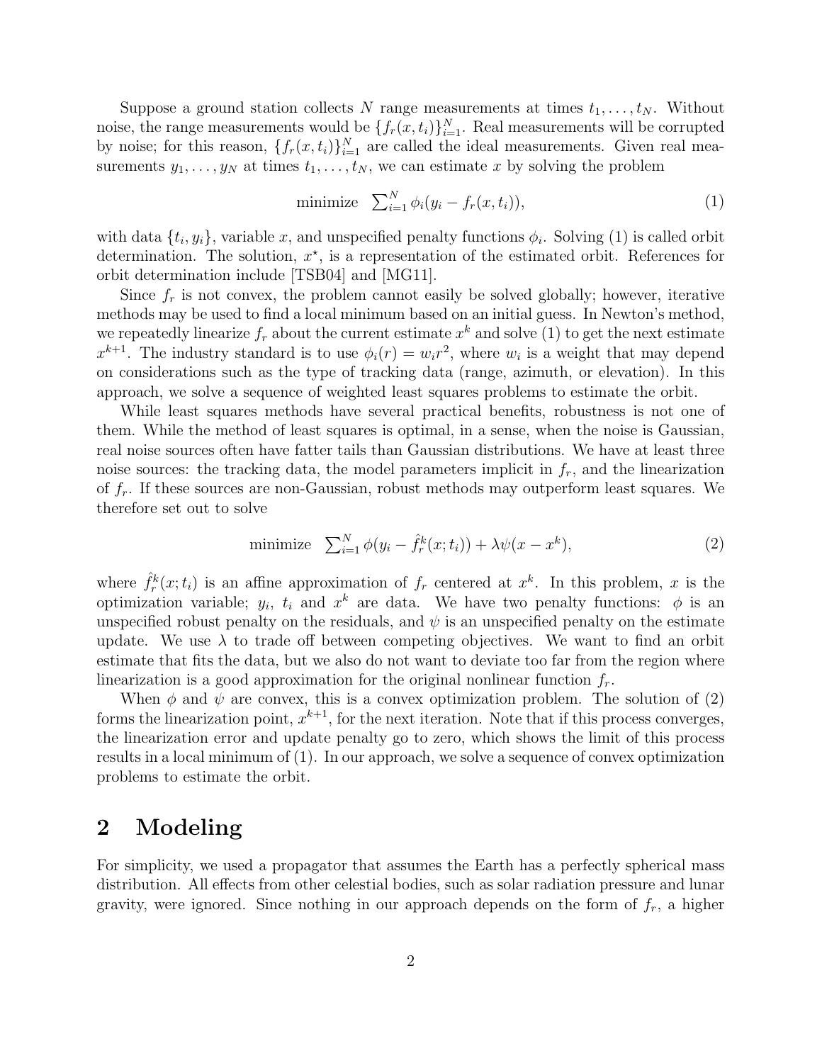Suppose a ground station collects $N$ range measurements at times $t_1, \dots, t_N$. Without noise, the range measurements would be $\{f_r(x, t_i)\}_{i=1}^N$. Real measurements will be corrupted by noise; for this reason, $\{f_r(x, t_i)\}_{i=1}^N$ are called the ideal measurements. Given real measurements $y_1, \dots, y_N$ at times $t_1, \dots, t_N$, we can estimate $x$ by solving the problem

$$\text{minimize} \quad \textstyle\sum_{i=1}^N \phi_i(y_i - f_r(x, t_i)), \tag{1}$$

with data $\{t_i, y_i\}$, variable $x$, and unspecified penalty functions $\phi_i$. Solving (1) is called orbit determination. The solution, $x^\star$, is a representation of the estimated orbit. References for orbit determination include [TSB04] and [MG11].

Since $f_r$ is not convex, the problem cannot easily be solved globally; however, iterative methods may be used to find a local minimum based on an initial guess. In Newton's method, we repeatedly linearize $f_r$ about the current estimate $x^k$ and solve (1) to get the next estimate $x^{k+1}$. The industry standard is to use $\phi_i(r) = w_i r^2$, where $w_i$ is a weight that may depend on considerations such as the type of tracking data (range, azimuth, or elevation). In this approach, we solve a sequence of weighted least squares problems to estimate the orbit.

While least squares methods have several practical benefits, robustness is not one of them. While the method of least squares is optimal, in a sense, when the noise is Gaussian, real noise sources often have fatter tails than Gaussian distributions. We have at least three noise sources: the tracking data, the model parameters implicit in $f_r$, and the linearization of $f_r$. If these sources are non-Gaussian, robust methods may outperform least squares. We therefore set out to solve

$$\text{minimize} \quad \textstyle\sum_{i=1}^N \phi(y_i - \hat{f}_r^k(x; t_i)) + \lambda \psi(x - x^k), \tag{2}$$

where $\hat{f}_r^k(x; t_i)$ is an affine approximation of $f_r$ centered at $x^k$. In this problem, $x$ is the optimization variable; $y_i$, $t_i$ and $x^k$ are data. We have two penalty functions: $\phi$ is an unspecified robust penalty on the residuals, and $\psi$ is an unspecified penalty on the estimate update. We use $\lambda$ to trade off between competing objectives. We want to find an orbit estimate that fits the data, but we also do not want to deviate too far from the region where linearization is a good approximation for the original nonlinear function $f_r$.

When $\phi$ and $\psi$ are convex, this is a convex optimization problem. The solution of (2) forms the linearization point, $x^{k+1}$, for the next iteration. Note that if this process converges, the linearization error and update penalty go to zero, which shows the limit of this process results in a local minimum of (1). In our approach, we solve a sequence of convex optimization problems to estimate the orbit.

## 2 Modeling

For simplicity, we used a propagator that assumes the Earth has a perfectly spherical mass distribution. All effects from other celestial bodies, such as solar radiation pressure and lunar gravity, were ignored. Since nothing in our approach depends on the form of $f_r$, a higher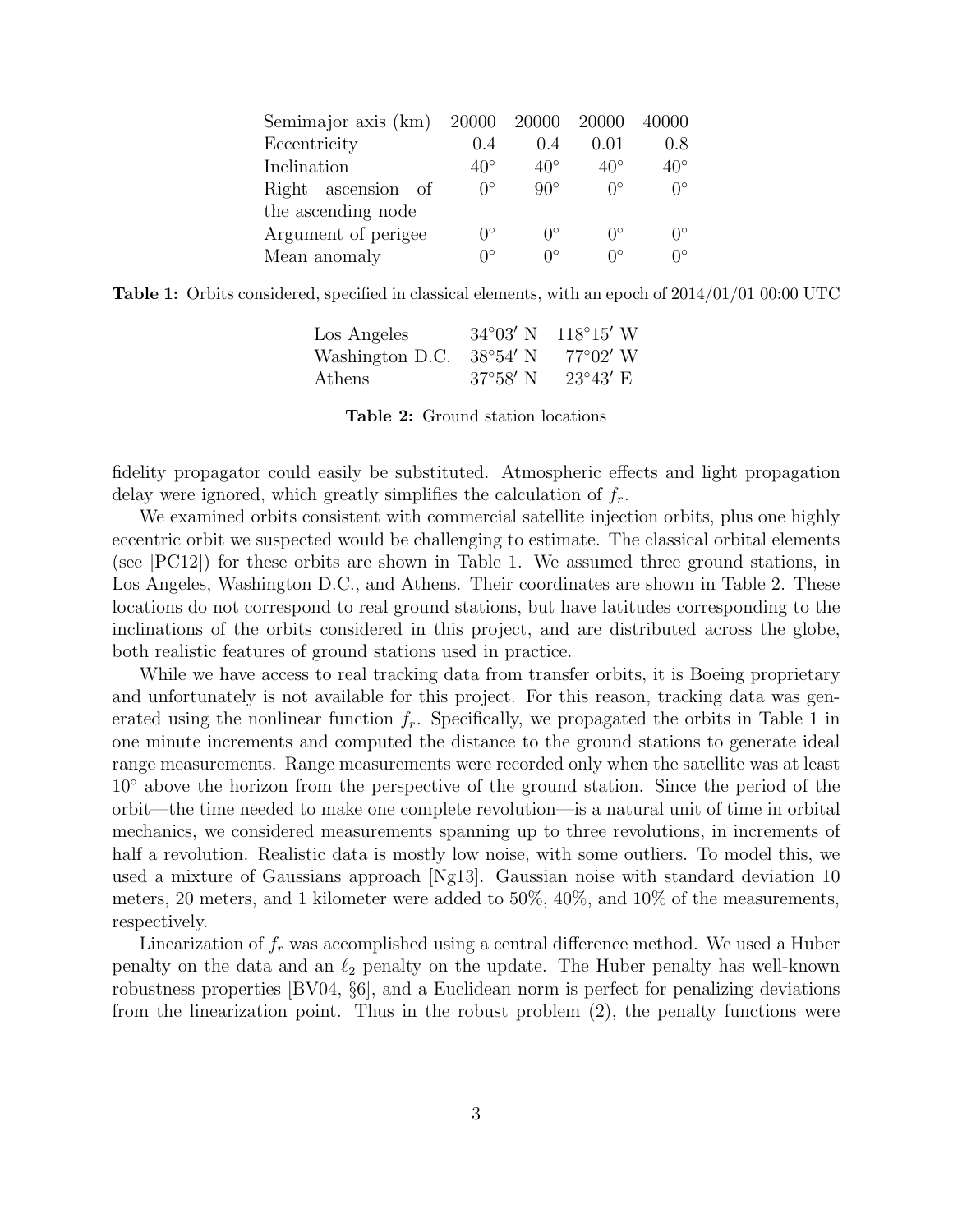| Semimajor axis (km) | 20000 | 20000 | 20000 | 40000 |
|---|---|---|---|---|
| Eccentricity | 0.4 | 0.4 | 0.01 | 0.8 |
| Inclination | $40^\circ$ | $40^\circ$ | $40^\circ$ | $40^\circ$ |
| Right ascension of the ascending node | $0^\circ$ | $90^\circ$ | $0^\circ$ | $0^\circ$ |
| Argument of perigee | $0^\circ$ | $0^\circ$ | $0^\circ$ | $0^\circ$ |
| Mean anomaly | $0^\circ$ | $0^\circ$ | $0^\circ$ | $0^\circ$ |

**Table 1:** Orbits considered, specified in classical elements, with an epoch of 2014/01/01 00:00 UTC

| | | |
|---|---|---|
| Los Angeles | $34^\circ 03'$ N | $118^\circ 15'$ W |
| Washington D.C. | $38^\circ 54'$ N | $77^\circ 02'$ W |
| Athens | $37^\circ 58'$ N | $23^\circ 43'$ E |

**Table 2:** Ground station locations

fidelity propagator could easily be substituted. Atmospheric effects and light propagation delay were ignored, which greatly simplifies the calculation of $f_r$.

We examined orbits consistent with commercial satellite injection orbits, plus one highly eccentric orbit we suspected would be challenging to estimate. The classical orbital elements (see [PC12]) for these orbits are shown in Table 1. We assumed three ground stations, in Los Angeles, Washington D.C., and Athens. Their coordinates are shown in Table 2. These locations do not correspond to real ground stations, but have latitudes corresponding to the inclinations of the orbits considered in this project, and are distributed across the globe, both realistic features of ground stations used in practice.

While we have access to real tracking data from transfer orbits, it is Boeing proprietary and unfortunately is not available for this project. For this reason, tracking data was generated using the nonlinear function $f_r$. Specifically, we propagated the orbits in Table 1 in one minute increments and computed the distance to the ground stations to generate ideal range measurements. Range measurements were recorded only when the satellite was at least $10^\circ$ above the horizon from the perspective of the ground station. Since the period of the orbit—the time needed to make one complete revolution—is a natural unit of time in orbital mechanics, we considered measurements spanning up to three revolutions, in increments of half a revolution. Realistic data is mostly low noise, with some outliers. To model this, we used a mixture of Gaussians approach [Ng13]. Gaussian noise with standard deviation 10 meters, 20 meters, and 1 kilometer were added to 50%, 40%, and 10% of the measurements, respectively.

Linearization of $f_r$ was accomplished using a central difference method. We used a Huber penalty on the data and an $\ell_2$ penalty on the update. The Huber penalty has well-known robustness properties [BV04, §6], and a Euclidean norm is perfect for penalizing deviations from the linearization point. Thus in the robust problem (2), the penalty functions were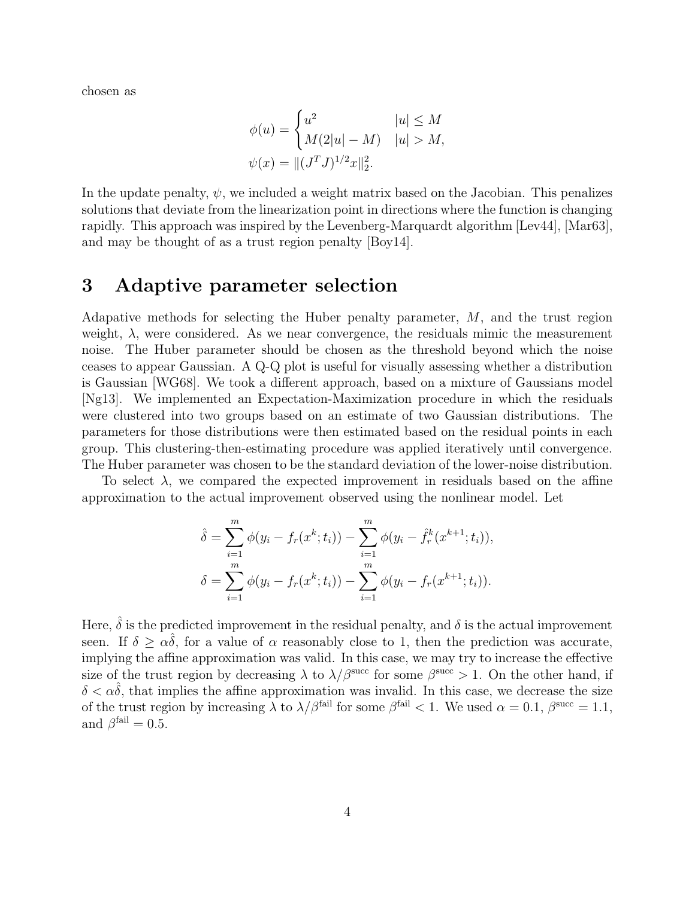chosen as

$$
\phi(u) = \begin{cases} u^2 & |u| \le M \\ M(2|u| - M) & |u| > M, \end{cases}
$$

$$
\psi(x) = \|(J^T J)^{1/2} x\|_2^2.
$$

In the update penalty, $\psi$, we included a weight matrix based on the Jacobian. This penalizes solutions that deviate from the linearization point in directions where the function is changing rapidly. This approach was inspired by the Levenberg-Marquardt algorithm [Lev44], [Mar63], and may be thought of as a trust region penalty [Boy14].

# 3 Adaptive parameter selection

Adapative methods for selecting the Huber penalty parameter, $M$, and the trust region weight, $\lambda$, were considered. As we near convergence, the residuals mimic the measurement noise. The Huber parameter should be chosen as the threshold beyond which the noise ceases to appear Gaussian. A Q-Q plot is useful for visually assessing whether a distribution is Gaussian [WG68]. We took a different approach, based on a mixture of Gaussians model [Ng13]. We implemented an Expectation-Maximization procedure in which the residuals were clustered into two groups based on an estimate of two Gaussian distributions. The parameters for those distributions were then estimated based on the residual points in each group. This clustering-then-estimating procedure was applied iteratively until convergence. The Huber parameter was chosen to be the standard deviation of the lower-noise distribution.

To select $\lambda$, we compared the expected improvement in residuals based on the affine approximation to the actual improvement observed using the nonlinear model. Let

$$
\hat{\delta} = \sum_{i=1}^{m} \phi(y_i - f_r(x^k; t_i)) - \sum_{i=1}^{m} \phi(y_i - \hat{f}_r^k(x^{k+1}; t_i)),
$$

$$
\delta = \sum_{i=1}^{m} \phi(y_i - f_r(x^k; t_i)) - \sum_{i=1}^{m} \phi(y_i - f_r(x^{k+1}; t_i)).
$$

Here, $\hat{\delta}$ is the predicted improvement in the residual penalty, and $\delta$ is the actual improvement seen. If $\delta \ge \alpha\hat{\delta}$, for a value of $\alpha$ reasonably close to 1, then the prediction was accurate, implying the affine approximation was valid. In this case, we may try to increase the effective size of the trust region by decreasing $\lambda$ to $\lambda/\beta^{\text{succ}}$ for some $\beta^{\text{succ}} > 1$. On the other hand, if $\delta < \alpha\hat{\delta}$, that implies the affine approximation was invalid. In this case, we decrease the size of the trust region by increasing $\lambda$ to $\lambda/\beta^{\text{fail}}$ for some $\beta^{\text{fail}} < 1$. We used $\alpha = 0.1$, $\beta^{\text{succ}} = 1.1$, and $\beta^{\text{fail}} = 0.5$.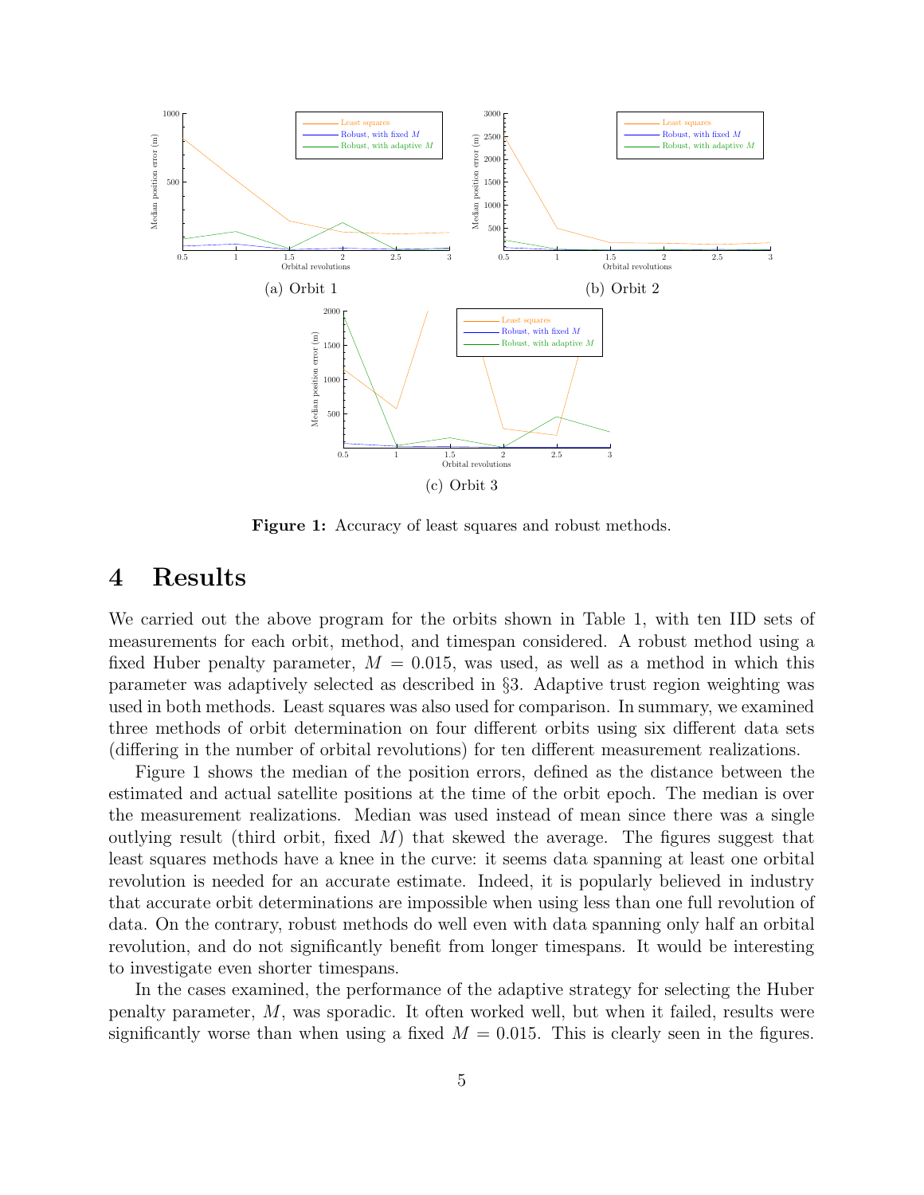(a) Orbit 1

(b) Orbit 2

(c) Orbit 3

**Figure 1:** Accuracy of least squares and robust methods.

# 4 Results

We carried out the above program for the orbits shown in Table 1, with ten IID sets of measurements for each orbit, method, and timespan considered. A robust method using a fixed Huber penalty parameter, $M = 0.015$, was used, as well as a method in which this parameter was adaptively selected as described in §3. Adaptive trust region weighting was used in both methods. Least squares was also used for comparison. In summary, we examined three methods of orbit determination on four different orbits using six different data sets (differing in the number of orbital revolutions) for ten different measurement realizations.

Figure 1 shows the median of the position errors, defined as the distance between the estimated and actual satellite positions at the time of the orbit epoch. The median is over the measurement realizations. Median was used instead of mean since there was a single outlying result (third orbit, fixed $M$) that skewed the average. The figures suggest that least squares methods have a knee in the curve: it seems data spanning at least one orbital revolution is needed for an accurate estimate. Indeed, it is popularly believed in industry that accurate orbit determinations are impossible when using less than one full revolution of data. On the contrary, robust methods do well even with data spanning only half an orbital revolution, and do not significantly benefit from longer timespans. It would be interesting to investigate even shorter timespans.

In the cases examined, the performance of the adaptive strategy for selecting the Huber penalty parameter, $M$, was sporadic. It often worked well, but when it failed, results were significantly worse than when using a fixed $M = 0.015$. This is clearly seen in the figures.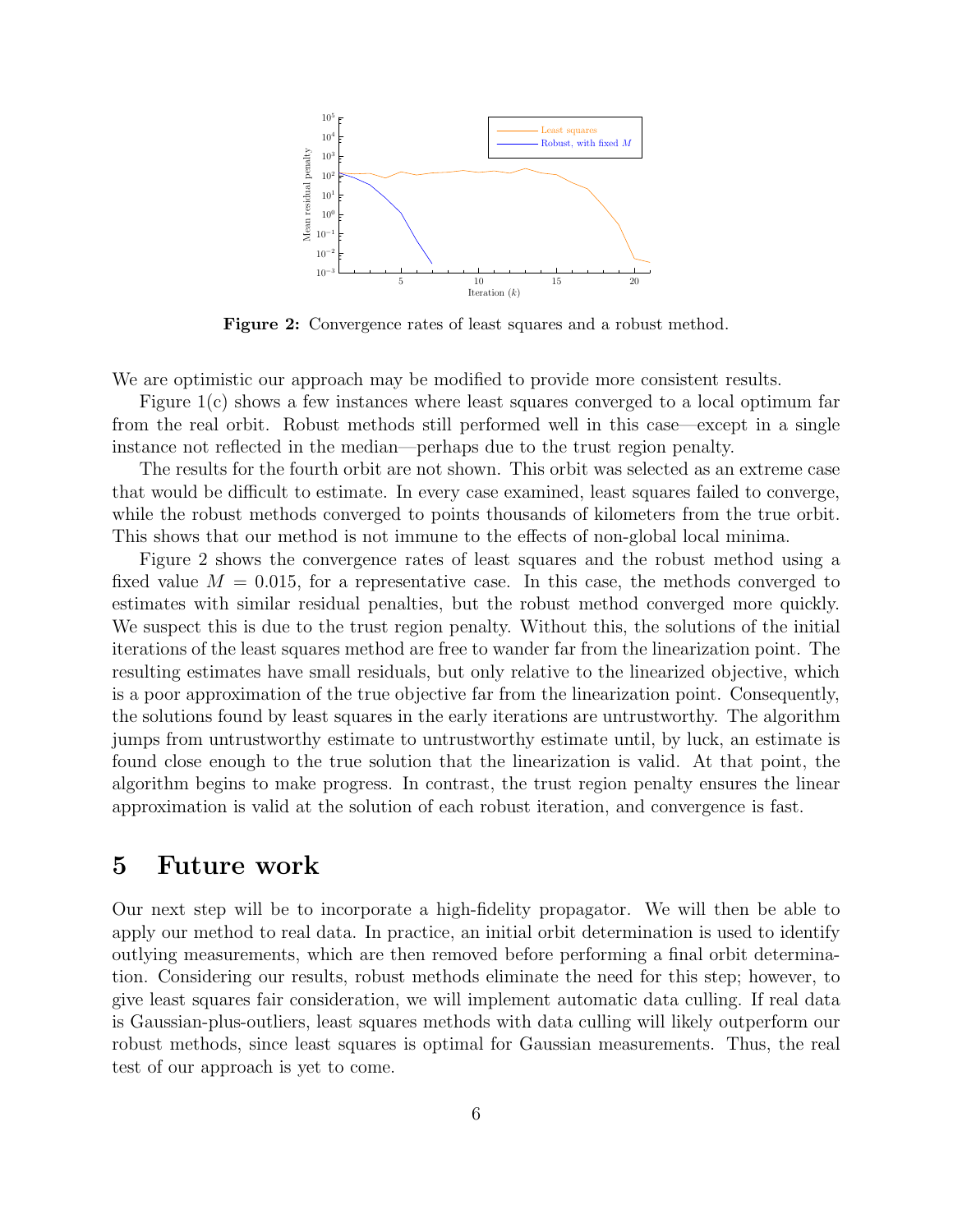**Figure 2:** Convergence rates of least squares and a robust method.

We are optimistic our approach may be modified to provide more consistent results.

Figure 1(c) shows a few instances where least squares converged to a local optimum far from the real orbit. Robust methods still performed well in this case—except in a single instance not reflected in the median—perhaps due to the trust region penalty.

The results for the fourth orbit are not shown. This orbit was selected as an extreme case that would be difficult to estimate. In every case examined, least squares failed to converge, while the robust methods converged to points thousands of kilometers from the true orbit. This shows that our method is not immune to the effects of non-global local minima.

Figure 2 shows the convergence rates of least squares and the robust method using a fixed value $M = 0.015$, for a representative case. In this case, the methods converged to estimates with similar residual penalties, but the robust method converged more quickly. We suspect this is due to the trust region penalty. Without this, the solutions of the initial iterations of the least squares method are free to wander far from the linearization point. The resulting estimates have small residuals, but only relative to the linearized objective, which is a poor approximation of the true objective far from the linearization point. Consequently, the solutions found by least squares in the early iterations are untrustworthy. The algorithm jumps from untrustworthy estimate to untrustworthy estimate until, by luck, an estimate is found close enough to the true solution that the linearization is valid. At that point, the algorithm begins to make progress. In contrast, the trust region penalty ensures the linear approximation is valid at the solution of each robust iteration, and convergence is fast.

# 5 Future work

Our next step will be to incorporate a high-fidelity propagator. We will then be able to apply our method to real data. In practice, an initial orbit determination is used to identify outlying measurements, which are then removed before performing a final orbit determination. Considering our results, robust methods eliminate the need for this step; however, to give least squares fair consideration, we will implement automatic data culling. If real data is Gaussian-plus-outliers, least squares methods with data culling will likely outperform our robust methods, since least squares is optimal for Gaussian measurements. Thus, the real test of our approach is yet to come.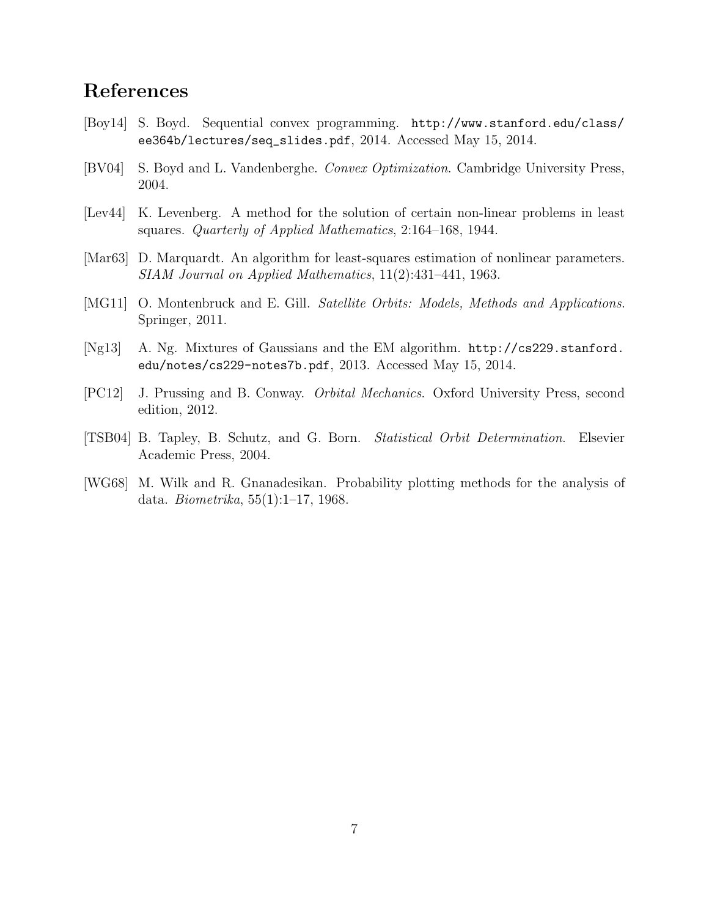# References

[Boy14] S. Boyd. Sequential convex programming. `http://www.stanford.edu/class/ee364b/lectures/seq_slides.pdf`, 2014. Accessed May 15, 2014.

[BV04] S. Boyd and L. Vandenberghe. *Convex Optimization*. Cambridge University Press, 2004.

[Lev44] K. Levenberg. A method for the solution of certain non-linear problems in least squares. *Quarterly of Applied Mathematics*, 2:164–168, 1944.

[Mar63] D. Marquardt. An algorithm for least-squares estimation of nonlinear parameters. *SIAM Journal on Applied Mathematics*, 11(2):431–441, 1963.

[MG11] O. Montenbruck and E. Gill. *Satellite Orbits: Models, Methods and Applications*. Springer, 2011.

[Ng13] A. Ng. Mixtures of Gaussians and the EM algorithm. `http://cs229.stanford.edu/notes/cs229-notes7b.pdf`, 2013. Accessed May 15, 2014.

[PC12] J. Prussing and B. Conway. *Orbital Mechanics*. Oxford University Press, second edition, 2012.

[TSB04] B. Tapley, B. Schutz, and G. Born. *Statistical Orbit Determination*. Elsevier Academic Press, 2004.

[WG68] M. Wilk and R. Gnanadesikan. Probability plotting methods for the analysis of data. *Biometrika*, 55(1):1–17, 1968.